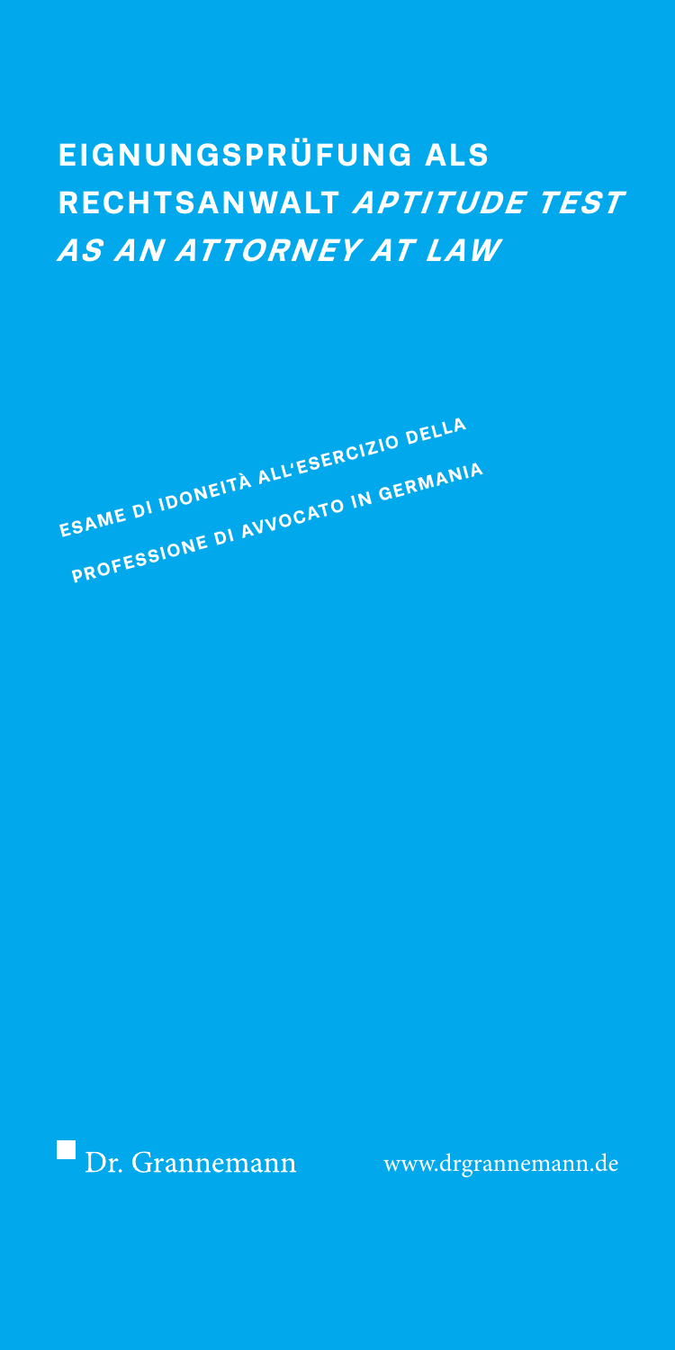# EIGNUNGSPRÜFUNG ALS RECHTSANWALT *APTITUDE TEST AS AN ATTORNEY AT LAW*

**ESAME DI IDONEITÀ ALL'ESERCIZIO DELLA PROFESSIONE DI AVVOCATO IN GERMANIA**

Dr. Grannemann

www.drgrannemann.de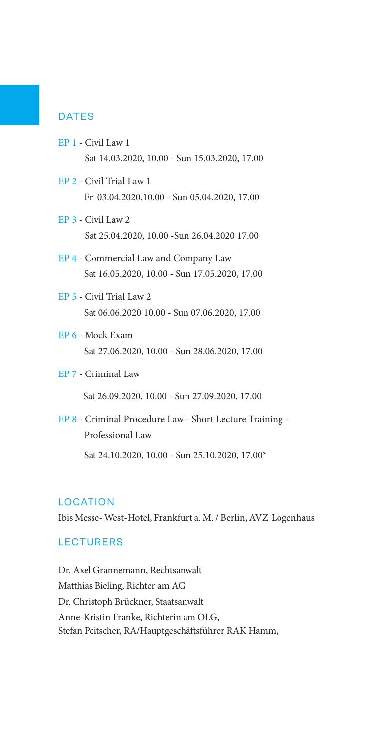## DATES

- EP 1 - Civil Law 1
  Sat 14.03.2020, 10.00 - Sun 15.03.2020, 17.00
- EP 2 - Civil Trial Law 1
  Fr 03.04.2020,10.00 - Sun 05.04.2020, 17.00
- EP 3 - Civil Law 2
  Sat 25.04.2020, 10.00 -Sun 26.04.2020 17.00
- EP 4 - Commercial Law and Company Law
  Sat 16.05.2020, 10.00 - Sun 17.05.2020, 17.00
- EP 5 - Civil Trial Law 2
  Sat 06.06.2020 10.00 - Sun 07.06.2020, 17.00
- EP 6 - Mock Exam
  Sat 27.06.2020, 10.00 - Sun 28.06.2020, 17.00
- EP 7 - Criminal Law
  Sat 26.09.2020, 10.00 - Sun 27.09.2020, 17.00
- EP 8 - Criminal Procedure Law - Short Lecture Training - Professional Law
  Sat 24.10.2020, 10.00 - Sun 25.10.2020, 17.00*

## LOCATION

Ibis Messe- West-Hotel, Frankfurt a. M. / Berlin, AVZ Logenhaus

## LECTURERS

Dr. Axel Grannemann, Rechtsanwalt
Matthias Bieling, Richter am AG
Dr. Christoph Brückner, Staatsanwalt
Anne-Kristin Franke, Richterin am OLG,
Stefan Peitscher, RA/Hauptgeschäftsführer RAK Hamm,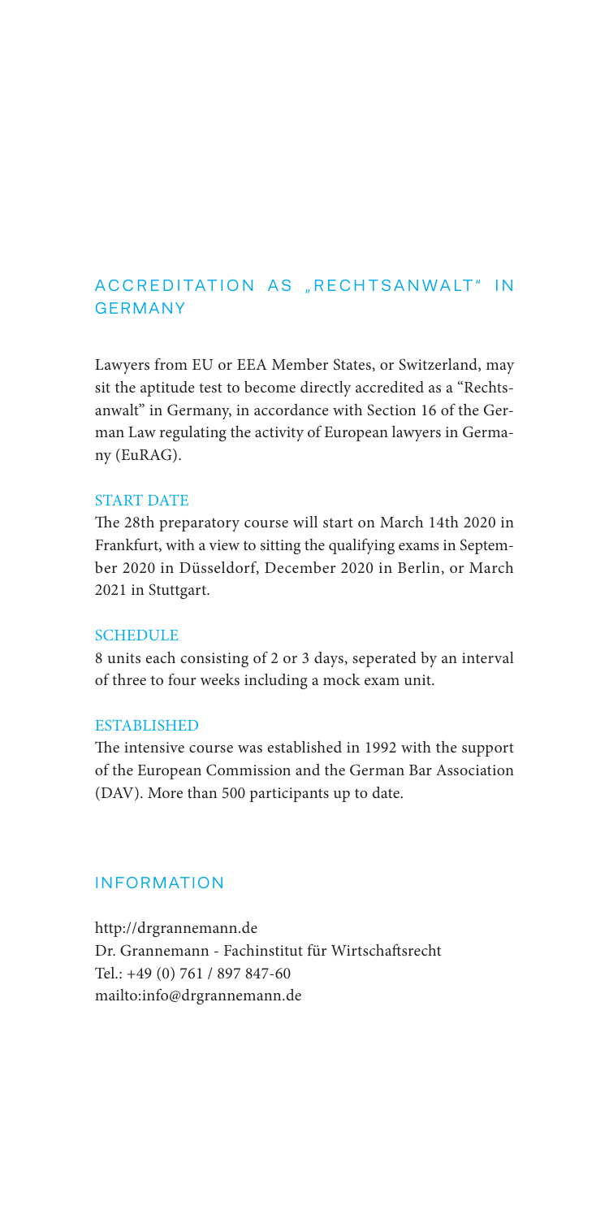## ACCREDITATION AS „RECHTSANWALT" IN GERMANY

Lawyers from EU or EEA Member States, or Switzerland, may sit the aptitude test to become directly accredited as a "Rechtsanwalt" in Germany, in accordance with Section 16 of the German Law regulating the activity of European lawyers in Germany (EuRAG).

### START DATE

The 28th preparatory course will start on March 14th 2020 in Frankfurt, with a view to sitting the qualifying exams in September 2020 in Düsseldorf, December 2020 in Berlin, or March 2021 in Stuttgart.

### SCHEDULE

8 units each consisting of 2 or 3 days, seperated by an interval of three to four weeks including a mock exam unit.

### ESTABLISHED

The intensive course was established in 1992 with the support of the European Commission and the German Bar Association (DAV). More than 500 participants up to date.

## INFORMATION

http://drgrannemann.de
Dr. Grannemann - Fachinstitut für Wirtschaftsrecht
Tel.: +49 (0) 761 / 897 847-60
mailto:info@drgrannemann.de